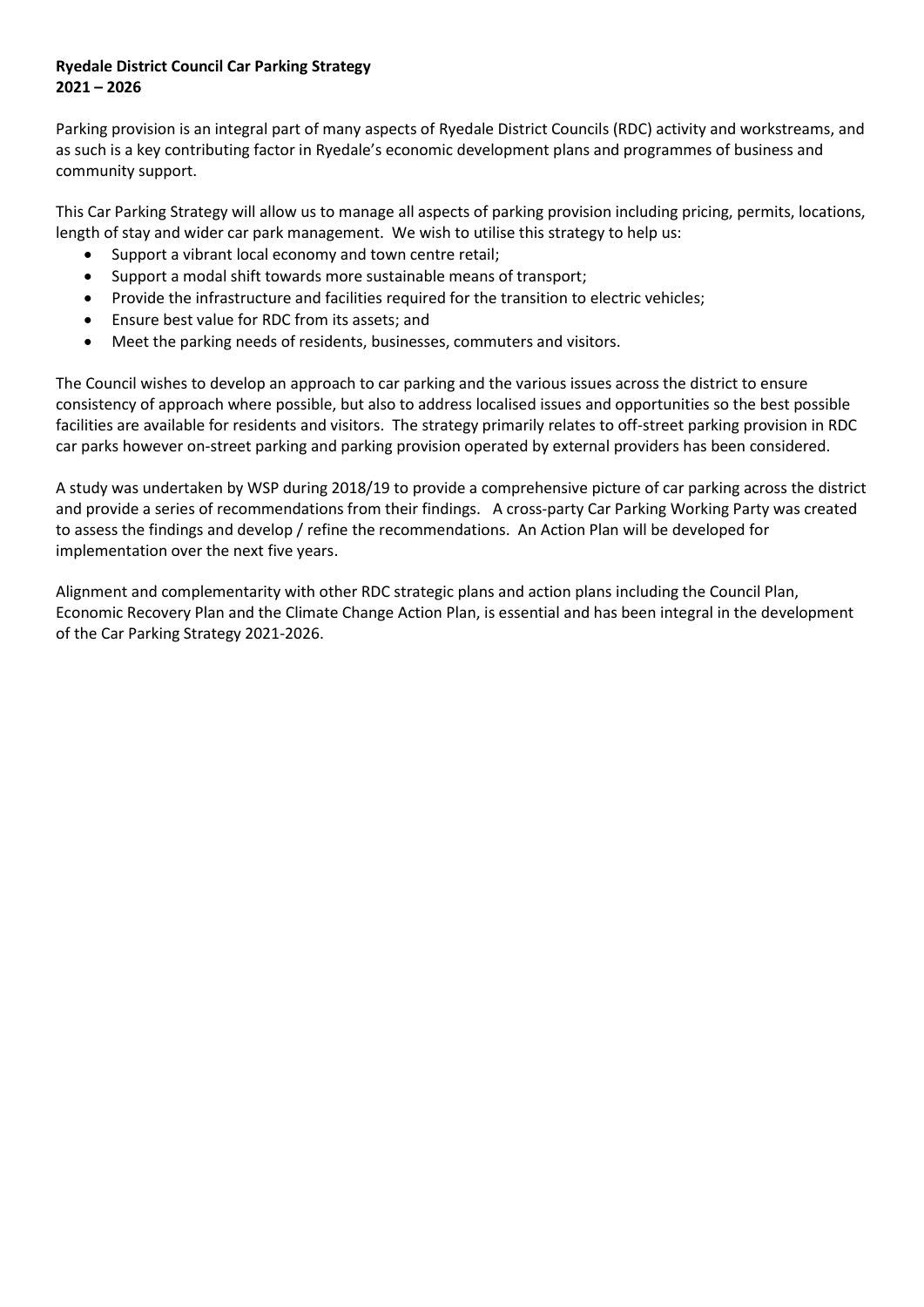**Ryedale District Council Car Parking Strategy**
**2021 – 2026**

Parking provision is an integral part of many aspects of Ryedale District Councils (RDC) activity and workstreams, and as such is a key contributing factor in Ryedale's economic development plans and programmes of business and community support.

This Car Parking Strategy will allow us to manage all aspects of parking provision including pricing, permits, locations, length of stay and wider car park management. We wish to utilise this strategy to help us:

- Support a vibrant local economy and town centre retail;
- Support a modal shift towards more sustainable means of transport;
- Provide the infrastructure and facilities required for the transition to electric vehicles;
- Ensure best value for RDC from its assets; and
- Meet the parking needs of residents, businesses, commuters and visitors.

The Council wishes to develop an approach to car parking and the various issues across the district to ensure consistency of approach where possible, but also to address localised issues and opportunities so the best possible facilities are available for residents and visitors. The strategy primarily relates to off-street parking provision in RDC car parks however on-street parking and parking provision operated by external providers has been considered.

A study was undertaken by WSP during 2018/19 to provide a comprehensive picture of car parking across the district and provide a series of recommendations from their findings. A cross-party Car Parking Working Party was created to assess the findings and develop / refine the recommendations. An Action Plan will be developed for implementation over the next five years.

Alignment and complementarity with other RDC strategic plans and action plans including the Council Plan, Economic Recovery Plan and the Climate Change Action Plan, is essential and has been integral in the development of the Car Parking Strategy 2021-2026.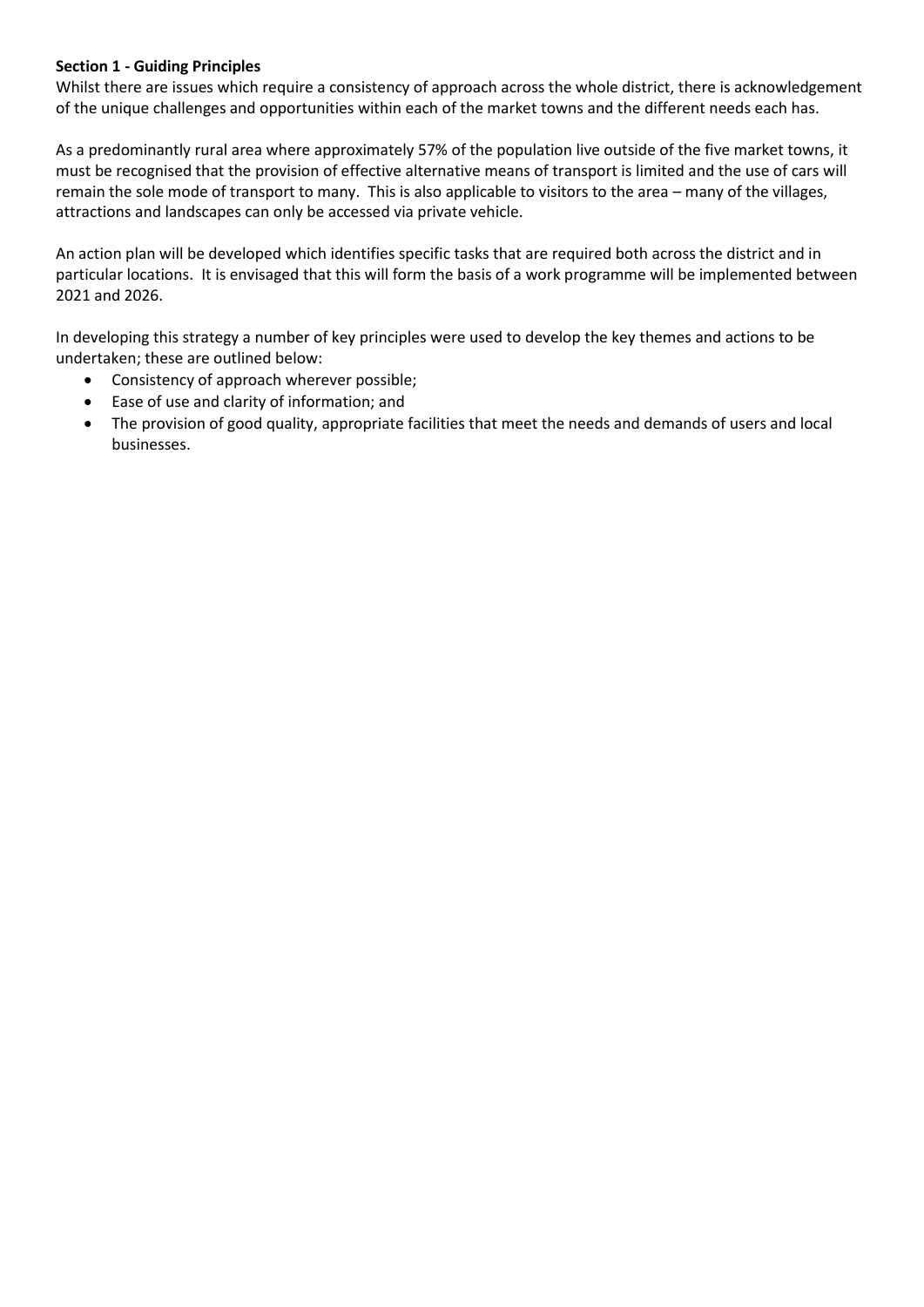**Section 1 - Guiding Principles**

Whilst there are issues which require a consistency of approach across the whole district, there is acknowledgement of the unique challenges and opportunities within each of the market towns and the different needs each has.

As a predominantly rural area where approximately 57% of the population live outside of the five market towns, it must be recognised that the provision of effective alternative means of transport is limited and the use of cars will remain the sole mode of transport to many. This is also applicable to visitors to the area – many of the villages, attractions and landscapes can only be accessed via private vehicle.

An action plan will be developed which identifies specific tasks that are required both across the district and in particular locations. It is envisaged that this will form the basis of a work programme will be implemented between 2021 and 2026.

In developing this strategy a number of key principles were used to develop the key themes and actions to be undertaken; these are outlined below:

- Consistency of approach wherever possible;
- Ease of use and clarity of information; and
- The provision of good quality, appropriate facilities that meet the needs and demands of users and local businesses.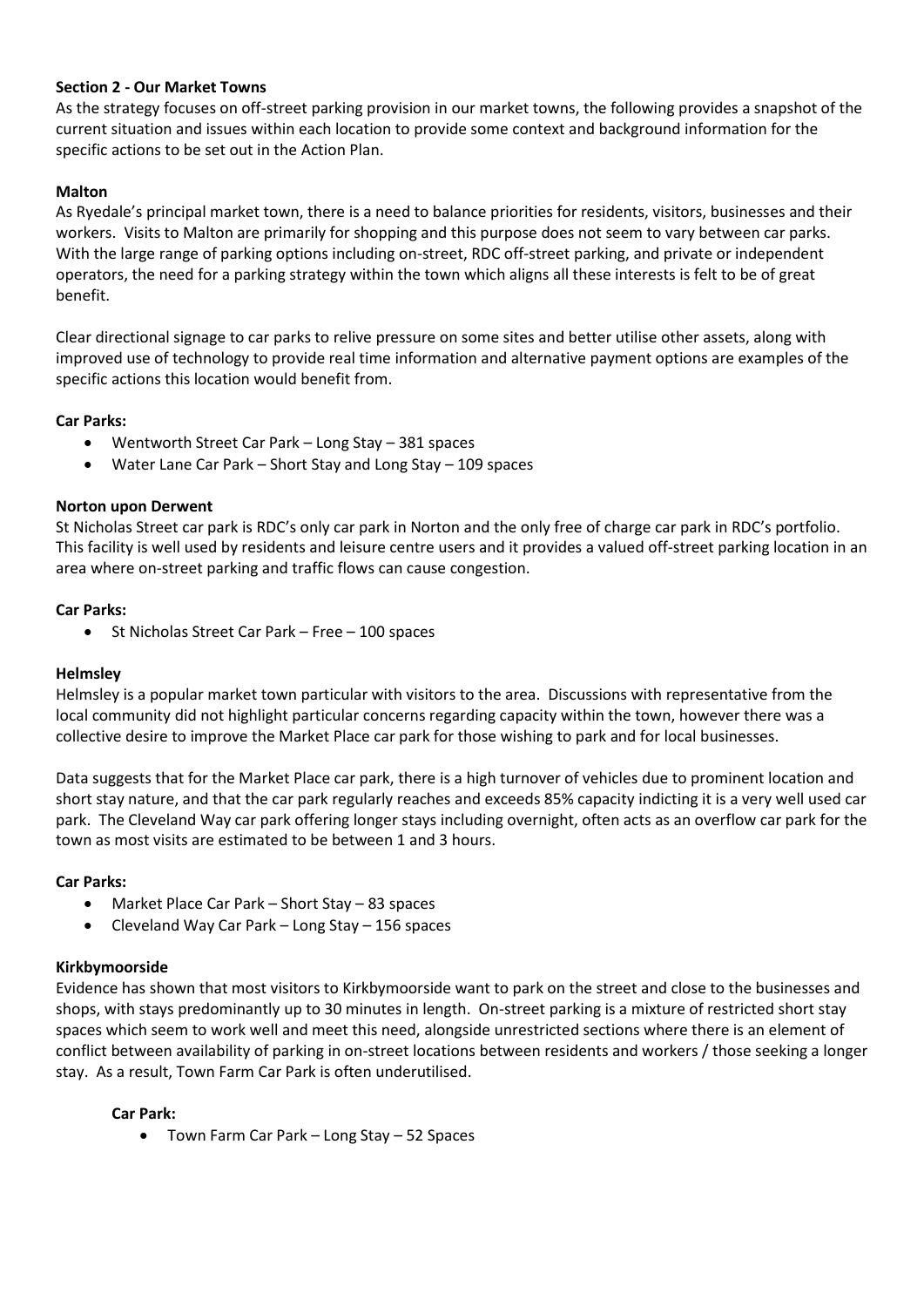**Section 2 - Our Market Towns**

As the strategy focuses on off-street parking provision in our market towns, the following provides a snapshot of the current situation and issues within each location to provide some context and background information for the specific actions to be set out in the Action Plan.

**Malton**

As Ryedale's principal market town, there is a need to balance priorities for residents, visitors, businesses and their workers. Visits to Malton are primarily for shopping and this purpose does not seem to vary between car parks. With the large range of parking options including on-street, RDC off-street parking, and private or independent operators, the need for a parking strategy within the town which aligns all these interests is felt to be of great benefit.

Clear directional signage to car parks to relive pressure on some sites and better utilise other assets, along with improved use of technology to provide real time information and alternative payment options are examples of the specific actions this location would benefit from.

**Car Parks:**

- Wentworth Street Car Park – Long Stay – 381 spaces
- Water Lane Car Park – Short Stay and Long Stay – 109 spaces

**Norton upon Derwent**

St Nicholas Street car park is RDC's only car park in Norton and the only free of charge car park in RDC's portfolio. This facility is well used by residents and leisure centre users and it provides a valued off-street parking location in an area where on-street parking and traffic flows can cause congestion.

**Car Parks:**

- St Nicholas Street Car Park – Free – 100 spaces

**Helmsley**

Helmsley is a popular market town particular with visitors to the area. Discussions with representative from the local community did not highlight particular concerns regarding capacity within the town, however there was a collective desire to improve the Market Place car park for those wishing to park and for local businesses.

Data suggests that for the Market Place car park, there is a high turnover of vehicles due to prominent location and short stay nature, and that the car park regularly reaches and exceeds 85% capacity indicting it is a very well used car park. The Cleveland Way car park offering longer stays including overnight, often acts as an overflow car park for the town as most visits are estimated to be between 1 and 3 hours.

**Car Parks:**

- Market Place Car Park – Short Stay – 83 spaces
- Cleveland Way Car Park – Long Stay – 156 spaces

**Kirkbymoorside**

Evidence has shown that most visitors to Kirkbymoorside want to park on the street and close to the businesses and shops, with stays predominantly up to 30 minutes in length. On-street parking is a mixture of restricted short stay spaces which seem to work well and meet this need, alongside unrestricted sections where there is an element of conflict between availability of parking in on-street locations between residents and workers / those seeking a longer stay. As a result, Town Farm Car Park is often underutilised.

**Car Park:**

- Town Farm Car Park – Long Stay – 52 Spaces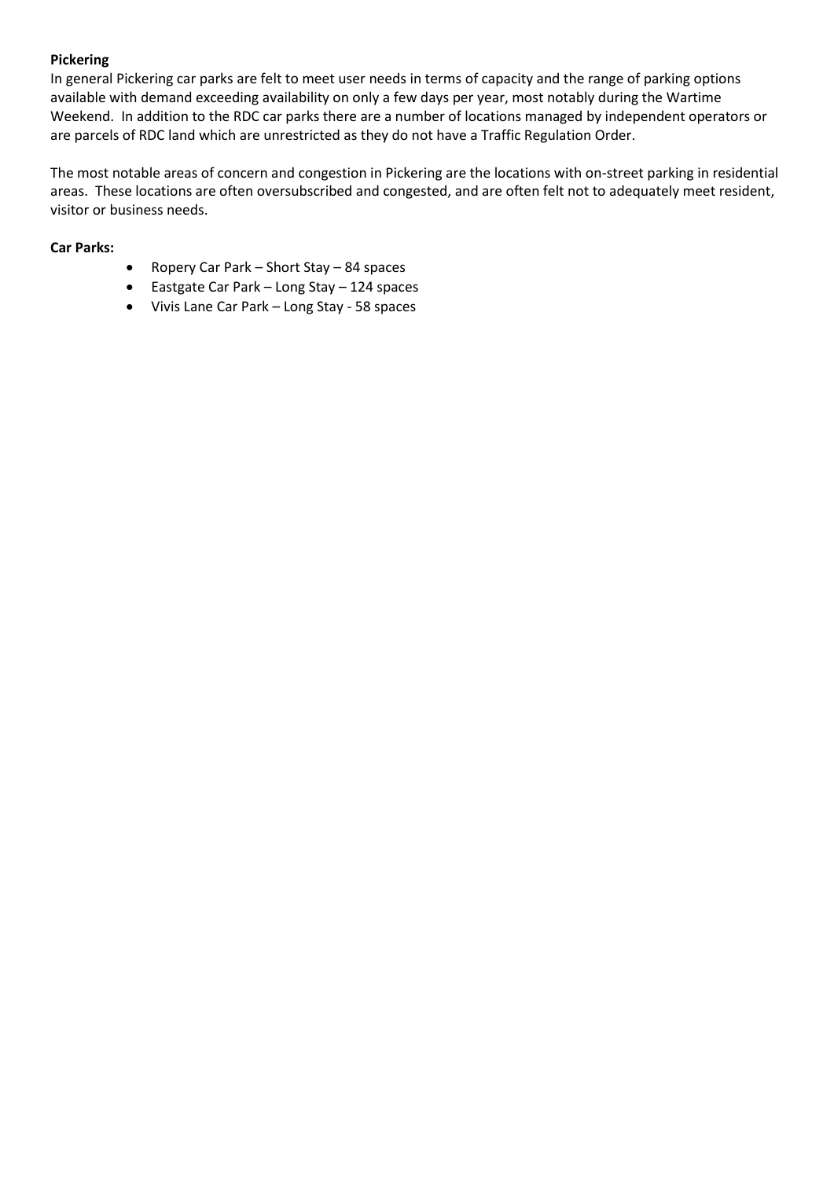**Pickering**

In general Pickering car parks are felt to meet user needs in terms of capacity and the range of parking options available with demand exceeding availability on only a few days per year, most notably during the Wartime Weekend. In addition to the RDC car parks there are a number of locations managed by independent operators or are parcels of RDC land which are unrestricted as they do not have a Traffic Regulation Order.

The most notable areas of concern and congestion in Pickering are the locations with on-street parking in residential areas. These locations are often oversubscribed and congested, and are often felt not to adequately meet resident, visitor or business needs.

**Car Parks:**

- Ropery Car Park – Short Stay – 84 spaces
- Eastgate Car Park – Long Stay – 124 spaces
- Vivis Lane Car Park – Long Stay - 58 spaces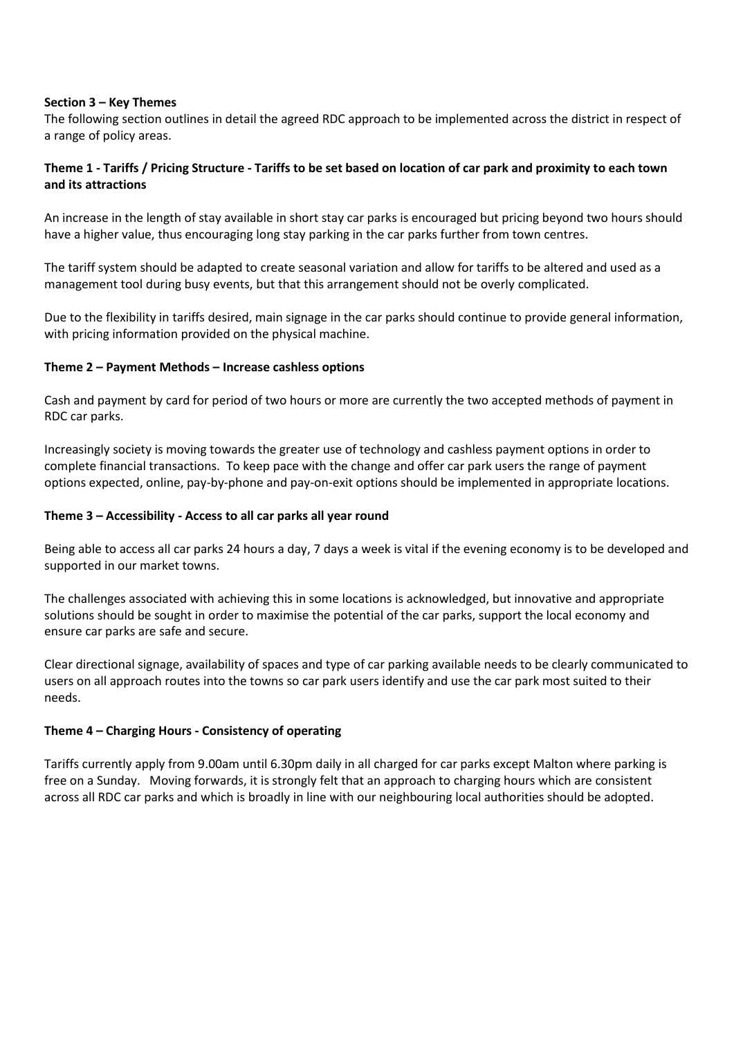## Section 3 – Key Themes

The following section outlines in detail the agreed RDC approach to be implemented across the district in respect of a range of policy areas.

### Theme 1 - Tariffs / Pricing Structure - Tariffs to be set based on location of car park and proximity to each town and its attractions

An increase in the length of stay available in short stay car parks is encouraged but pricing beyond two hours should have a higher value, thus encouraging long stay parking in the car parks further from town centres.

The tariff system should be adapted to create seasonal variation and allow for tariffs to be altered and used as a management tool during busy events, but that this arrangement should not be overly complicated.

Due to the flexibility in tariffs desired, main signage in the car parks should continue to provide general information, with pricing information provided on the physical machine.

### Theme 2 – Payment Methods – Increase cashless options

Cash and payment by card for period of two hours or more are currently the two accepted methods of payment in RDC car parks.

Increasingly society is moving towards the greater use of technology and cashless payment options in order to complete financial transactions. To keep pace with the change and offer car park users the range of payment options expected, online, pay-by-phone and pay-on-exit options should be implemented in appropriate locations.

### Theme 3 – Accessibility - Access to all car parks all year round

Being able to access all car parks 24 hours a day, 7 days a week is vital if the evening economy is to be developed and supported in our market towns.

The challenges associated with achieving this in some locations is acknowledged, but innovative and appropriate solutions should be sought in order to maximise the potential of the car parks, support the local economy and ensure car parks are safe and secure.

Clear directional signage, availability of spaces and type of car parking available needs to be clearly communicated to users on all approach routes into the towns so car park users identify and use the car park most suited to their needs.

### Theme 4 – Charging Hours - Consistency of operating

Tariffs currently apply from 9.00am until 6.30pm daily in all charged for car parks except Malton where parking is free on a Sunday. Moving forwards, it is strongly felt that an approach to charging hours which are consistent across all RDC car parks and which is broadly in line with our neighbouring local authorities should be adopted.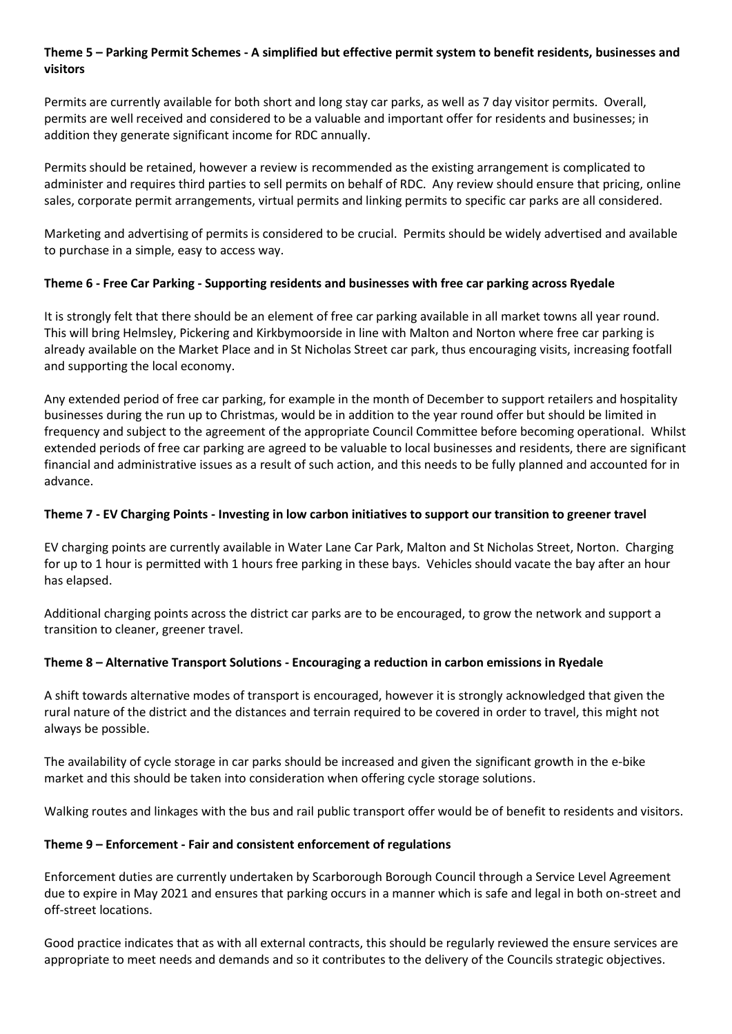**Theme 5 – Parking Permit Schemes - A simplified but effective permit system to benefit residents, businesses and visitors**

Permits are currently available for both short and long stay car parks, as well as 7 day visitor permits. Overall, permits are well received and considered to be a valuable and important offer for residents and businesses; in addition they generate significant income for RDC annually.

Permits should be retained, however a review is recommended as the existing arrangement is complicated to administer and requires third parties to sell permits on behalf of RDC. Any review should ensure that pricing, online sales, corporate permit arrangements, virtual permits and linking permits to specific car parks are all considered.

Marketing and advertising of permits is considered to be crucial. Permits should be widely advertised and available to purchase in a simple, easy to access way.

**Theme 6 - Free Car Parking - Supporting residents and businesses with free car parking across Ryedale**

It is strongly felt that there should be an element of free car parking available in all market towns all year round. This will bring Helmsley, Pickering and Kirkbymoorside in line with Malton and Norton where free car parking is already available on the Market Place and in St Nicholas Street car park, thus encouraging visits, increasing footfall and supporting the local economy.

Any extended period of free car parking, for example in the month of December to support retailers and hospitality businesses during the run up to Christmas, would be in addition to the year round offer but should be limited in frequency and subject to the agreement of the appropriate Council Committee before becoming operational. Whilst extended periods of free car parking are agreed to be valuable to local businesses and residents, there are significant financial and administrative issues as a result of such action, and this needs to be fully planned and accounted for in advance.

**Theme 7 - EV Charging Points - Investing in low carbon initiatives to support our transition to greener travel**

EV charging points are currently available in Water Lane Car Park, Malton and St Nicholas Street, Norton. Charging for up to 1 hour is permitted with 1 hours free parking in these bays. Vehicles should vacate the bay after an hour has elapsed.

Additional charging points across the district car parks are to be encouraged, to grow the network and support a transition to cleaner, greener travel.

**Theme 8 – Alternative Transport Solutions - Encouraging a reduction in carbon emissions in Ryedale**

A shift towards alternative modes of transport is encouraged, however it is strongly acknowledged that given the rural nature of the district and the distances and terrain required to be covered in order to travel, this might not always be possible.

The availability of cycle storage in car parks should be increased and given the significant growth in the e-bike market and this should be taken into consideration when offering cycle storage solutions.

Walking routes and linkages with the bus and rail public transport offer would be of benefit to residents and visitors.

**Theme 9 – Enforcement - Fair and consistent enforcement of regulations**

Enforcement duties are currently undertaken by Scarborough Borough Council through a Service Level Agreement due to expire in May 2021 and ensures that parking occurs in a manner which is safe and legal in both on-street and off-street locations.

Good practice indicates that as with all external contracts, this should be regularly reviewed the ensure services are appropriate to meet needs and demands and so it contributes to the delivery of the Councils strategic objectives.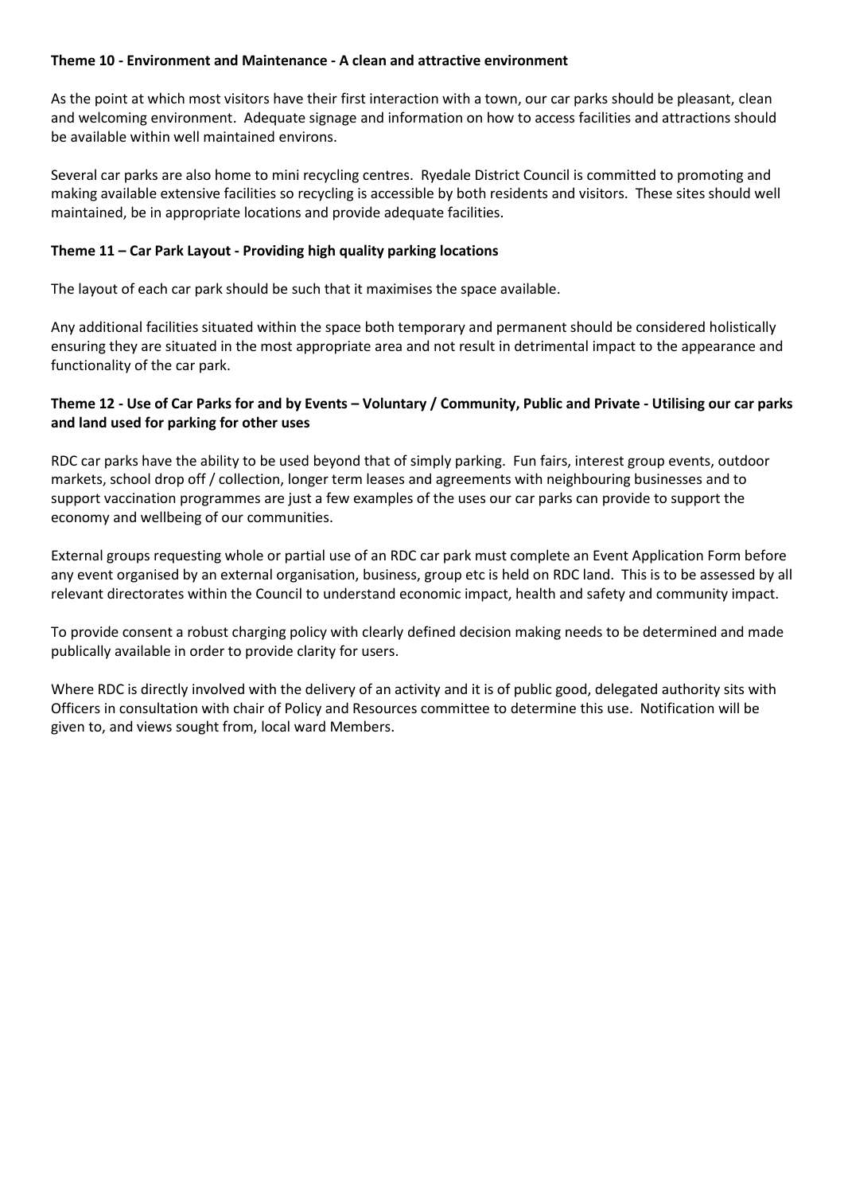**Theme 10 - Environment and Maintenance - A clean and attractive environment**

As the point at which most visitors have their first interaction with a town, our car parks should be pleasant, clean and welcoming environment. Adequate signage and information on how to access facilities and attractions should be available within well maintained environs.

Several car parks are also home to mini recycling centres. Ryedale District Council is committed to promoting and making available extensive facilities so recycling is accessible by both residents and visitors. These sites should well maintained, be in appropriate locations and provide adequate facilities.

**Theme 11 – Car Park Layout - Providing high quality parking locations**

The layout of each car park should be such that it maximises the space available.

Any additional facilities situated within the space both temporary and permanent should be considered holistically ensuring they are situated in the most appropriate area and not result in detrimental impact to the appearance and functionality of the car park.

**Theme 12 - Use of Car Parks for and by Events – Voluntary / Community, Public and Private - Utilising our car parks and land used for parking for other uses**

RDC car parks have the ability to be used beyond that of simply parking. Fun fairs, interest group events, outdoor markets, school drop off / collection, longer term leases and agreements with neighbouring businesses and to support vaccination programmes are just a few examples of the uses our car parks can provide to support the economy and wellbeing of our communities.

External groups requesting whole or partial use of an RDC car park must complete an Event Application Form before any event organised by an external organisation, business, group etc is held on RDC land. This is to be assessed by all relevant directorates within the Council to understand economic impact, health and safety and community impact.

To provide consent a robust charging policy with clearly defined decision making needs to be determined and made publically available in order to provide clarity for users.

Where RDC is directly involved with the delivery of an activity and it is of public good, delegated authority sits with Officers in consultation with chair of Policy and Resources committee to determine this use. Notification will be given to, and views sought from, local ward Members.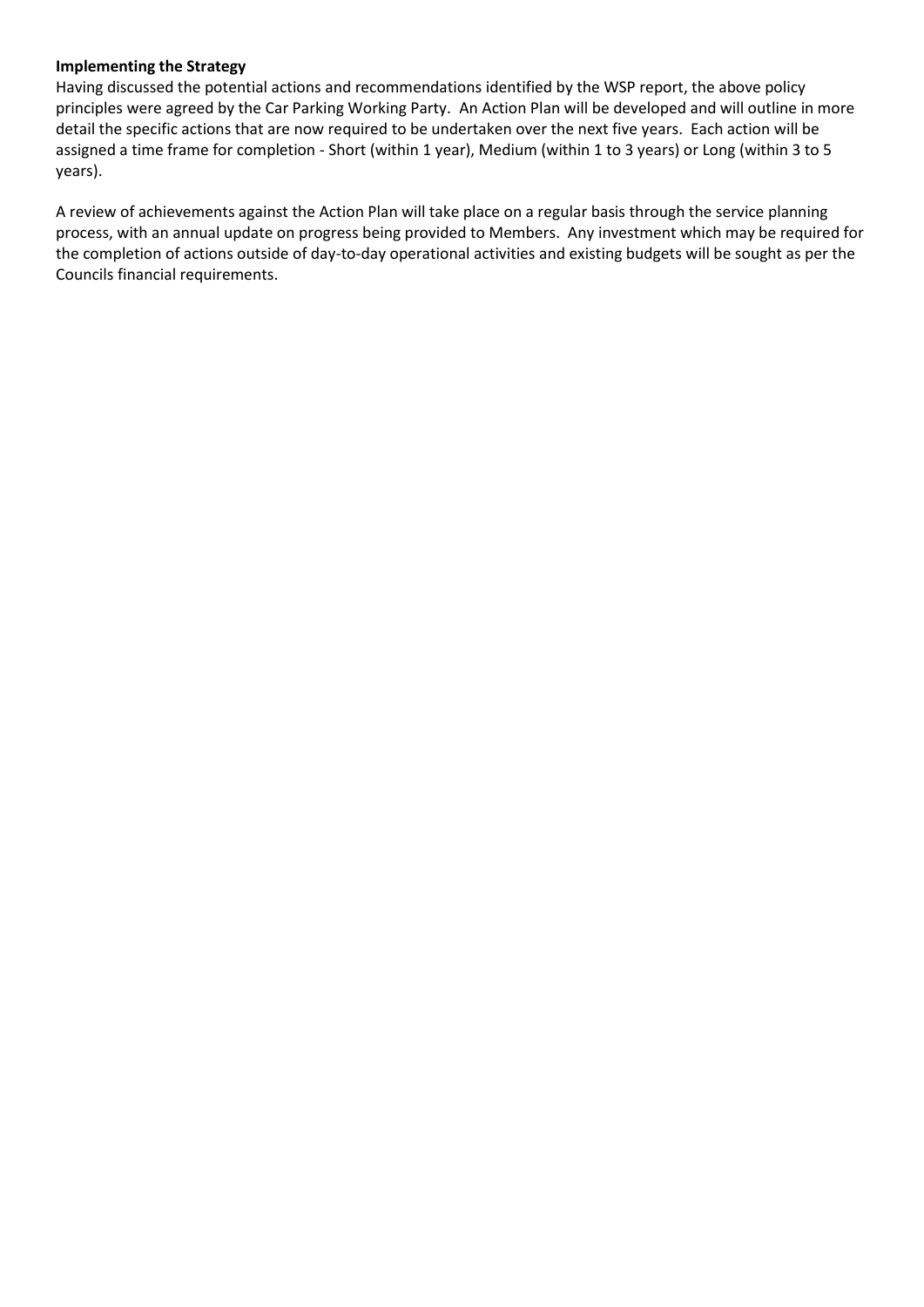**Implementing the Strategy**

Having discussed the potential actions and recommendations identified by the WSP report, the above policy principles were agreed by the Car Parking Working Party. An Action Plan will be developed and will outline in more detail the specific actions that are now required to be undertaken over the next five years. Each action will be assigned a time frame for completion - Short (within 1 year), Medium (within 1 to 3 years) or Long (within 3 to 5 years).

A review of achievements against the Action Plan will take place on a regular basis through the service planning process, with an annual update on progress being provided to Members. Any investment which may be required for the completion of actions outside of day-to-day operational activities and existing budgets will be sought as per the Councils financial requirements.